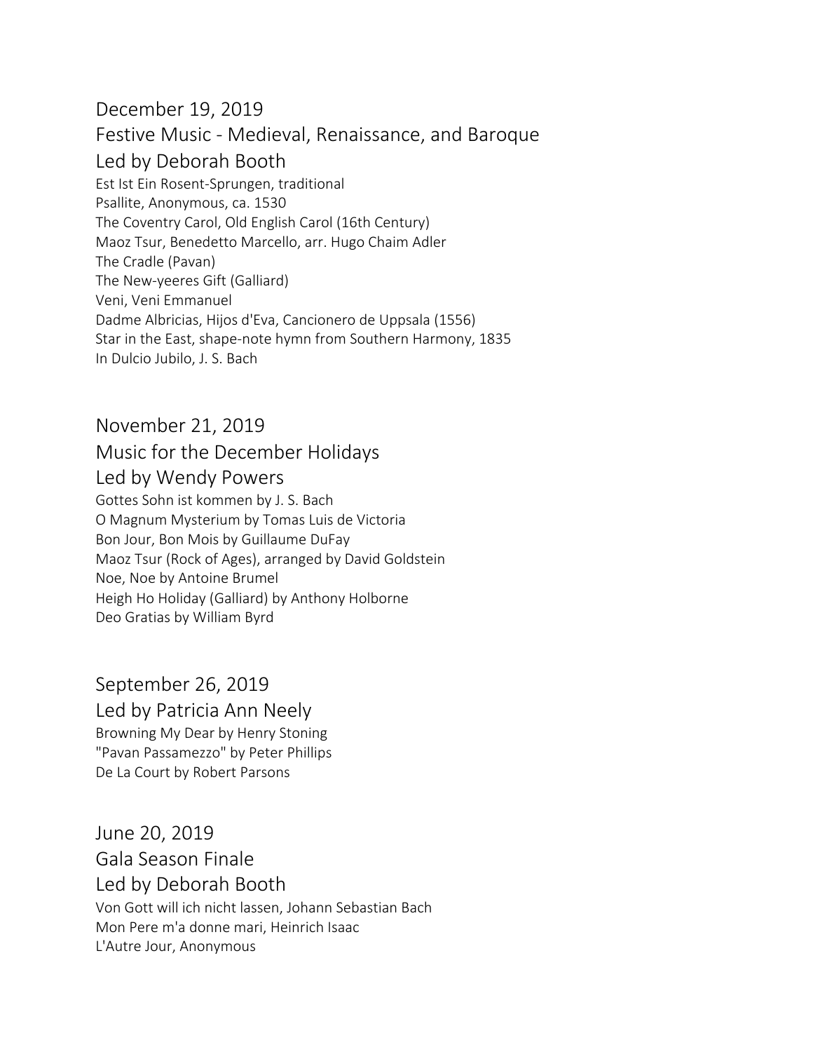## December 19, 2019

## Festive Music - Medieval, Renaissance, and Baroque

## Led by Deborah Booth

Est Ist Ein Rosent-Sprungen, traditional
Psallite, Anonymous, ca. 1530
The Coventry Carol, Old English Carol (16th Century)
Maoz Tsur, Benedetto Marcello, arr. Hugo Chaim Adler
The Cradle (Pavan)
The New-yeeres Gift (Galliard)
Veni, Veni Emmanuel
Dadme Albricias, Hijos d'Eva, Cancionero de Uppsala (1556)
Star in the East, shape-note hymn from Southern Harmony, 1835
In Dulcio Jubilo, J. S. Bach

## November 21, 2019

## Music for the December Holidays

## Led by Wendy Powers

Gottes Sohn ist kommen by J. S. Bach
O Magnum Mysterium by Tomas Luis de Victoria
Bon Jour, Bon Mois by Guillaume DuFay
Maoz Tsur (Rock of Ages), arranged by David Goldstein
Noe, Noe by Antoine Brumel
Heigh Ho Holiday (Galliard) by Anthony Holborne
Deo Gratias by William Byrd

## September 26, 2019

## Led by Patricia Ann Neely

Browning My Dear by Henry Stoning
"Pavan Passamezzo" by Peter Phillips
De La Court by Robert Parsons

## June 20, 2019

## Gala Season Finale

## Led by Deborah Booth

Von Gott will ich nicht lassen, Johann Sebastian Bach
Mon Pere m'a donne mari, Heinrich Isaac
L'Autre Jour, Anonymous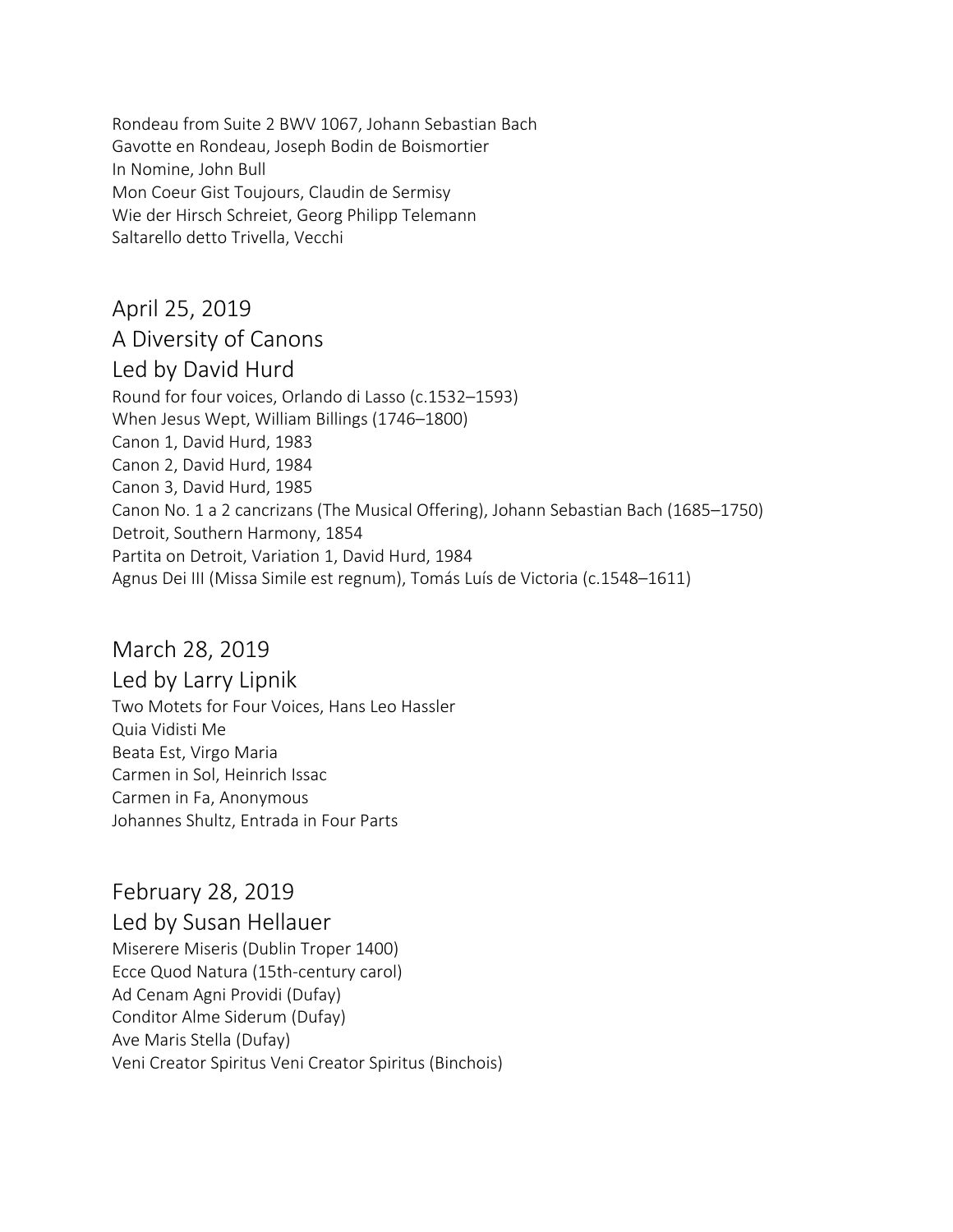Rondeau from Suite 2 BWV 1067, Johann Sebastian Bach
Gavotte en Rondeau, Joseph Bodin de Boismortier
In Nomine, John Bull
Mon Coeur Gist Toujours, Claudin de Sermisy
Wie der Hirsch Schreiet, Georg Philipp Telemann
Saltarello detto Trivella, Vecchi

## April 25, 2019
## A Diversity of Canons
## Led by David Hurd

Round for four voices, Orlando di Lasso (c.1532–1593)
When Jesus Wept, William Billings (1746–1800)
Canon 1, David Hurd, 1983
Canon 2, David Hurd, 1984
Canon 3, David Hurd, 1985
Canon No. 1 a 2 cancrizans (The Musical Offering), Johann Sebastian Bach (1685–1750)
Detroit, Southern Harmony, 1854
Partita on Detroit, Variation 1, David Hurd, 1984
Agnus Dei III (Missa Simile est regnum), Tomás Luís de Victoria (c.1548–1611)

## March 28, 2019
## Led by Larry Lipnik

Two Motets for Four Voices, Hans Leo Hassler
Quia Vidisti Me
Beata Est, Virgo Maria
Carmen in Sol, Heinrich Issac
Carmen in Fa, Anonymous
Johannes Shultz, Entrada in Four Parts

## February 28, 2019
## Led by Susan Hellauer

Miserere Miseris (Dublin Troper 1400)
Ecce Quod Natura (15th-century carol)
Ad Cenam Agni Providi (Dufay)
Conditor Alme Siderum (Dufay)
Ave Maris Stella (Dufay)
Veni Creator Spiritus Veni Creator Spiritus (Binchois)